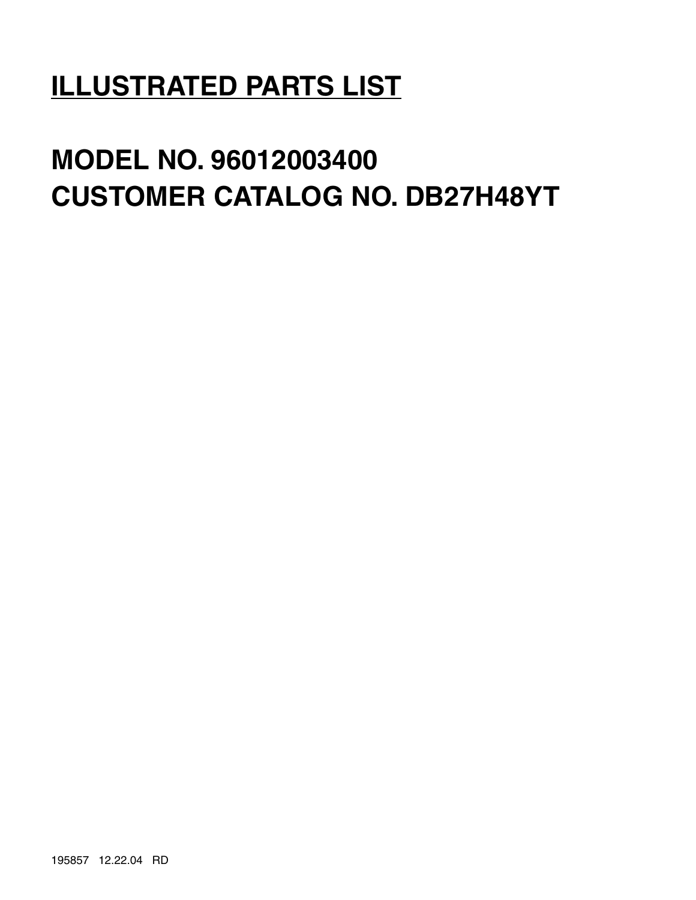# ILLUSTRATED PARTS LIST

# MODEL NO. 96012003400
# CUSTOMER CATALOG NO. DB27H48YT

195857 12.22.04 RD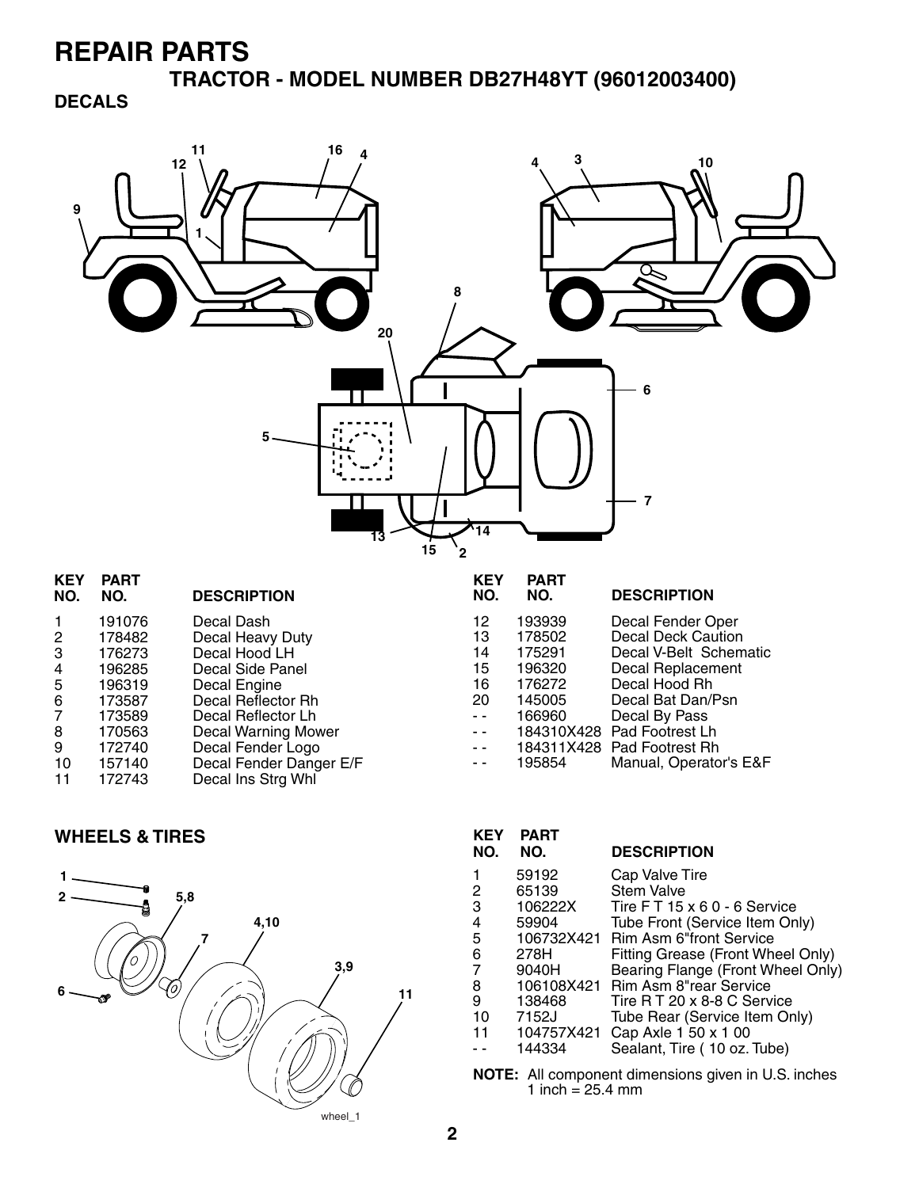# REPAIR PARTS

## TRACTOR - MODEL NUMBER DB27H48YT (96012003400)

### DECALS

| KEY NO. | PART NO. | DESCRIPTION |
|---|---|---|
| 1 | 191076 | Decal Dash |
| 2 | 178482 | Decal Heavy Duty |
| 3 | 176273 | Decal Hood LH |
| 4 | 196285 | Decal Side Panel |
| 5 | 196319 | Decal Engine |
| 6 | 173587 | Decal Reflector Rh |
| 7 | 173589 | Decal Reflector Lh |
| 8 | 170563 | Decal Warning Mower |
| 9 | 172740 | Decal Fender Logo |
| 10 | 157140 | Decal Fender Danger E/F |
| 11 | 172743 | Decal Ins Strg Whl |
| 12 | 193939 | Decal Fender Oper |
| 13 | 178502 | Decal Deck Caution |
| 14 | 175291 | Decal V-Belt Schematic |
| 15 | 196320 | Decal Replacement |
| 16 | 176272 | Decal Hood Rh |
| 20 | 145005 | Decal Bat Dan/Psn |
| - - | 166960 | Decal By Pass |
| - - | 184310X428 | Pad Footrest Lh |
| - - | 184311X428 | Pad Footrest Rh |
| - - | 195854 | Manual, Operator's E&F |

### WHEELS & TIRES

| KEY NO. | PART NO. | DESCRIPTION |
|---|---|---|
| 1 | 59192 | Cap Valve Tire |
| 2 | 65139 | Stem Valve |
| 3 | 106222X | Tire F T 15 x 6 0 - 6 Service |
| 4 | 59904 | Tube Front (Service Item Only) |
| 5 | 106732X421 | Rim Asm 6"front Service |
| 6 | 278H | Fitting Grease (Front Wheel Only) |
| 7 | 9040H | Bearing Flange (Front Wheel Only) |
| 8 | 106108X421 | Rim Asm 8"rear Service |
| 9 | 138468 | Tire R T 20 x 8-8 C Service |
| 10 | 7152J | Tube Rear (Service Item Only) |
| 11 | 104757X421 | Cap Axle 1 50 x 1 00 |
| - - | 144334 | Sealant, Tire ( 10 oz. Tube) |

**NOTE:** All component dimensions given in U.S. inches
1 inch = 25.4 mm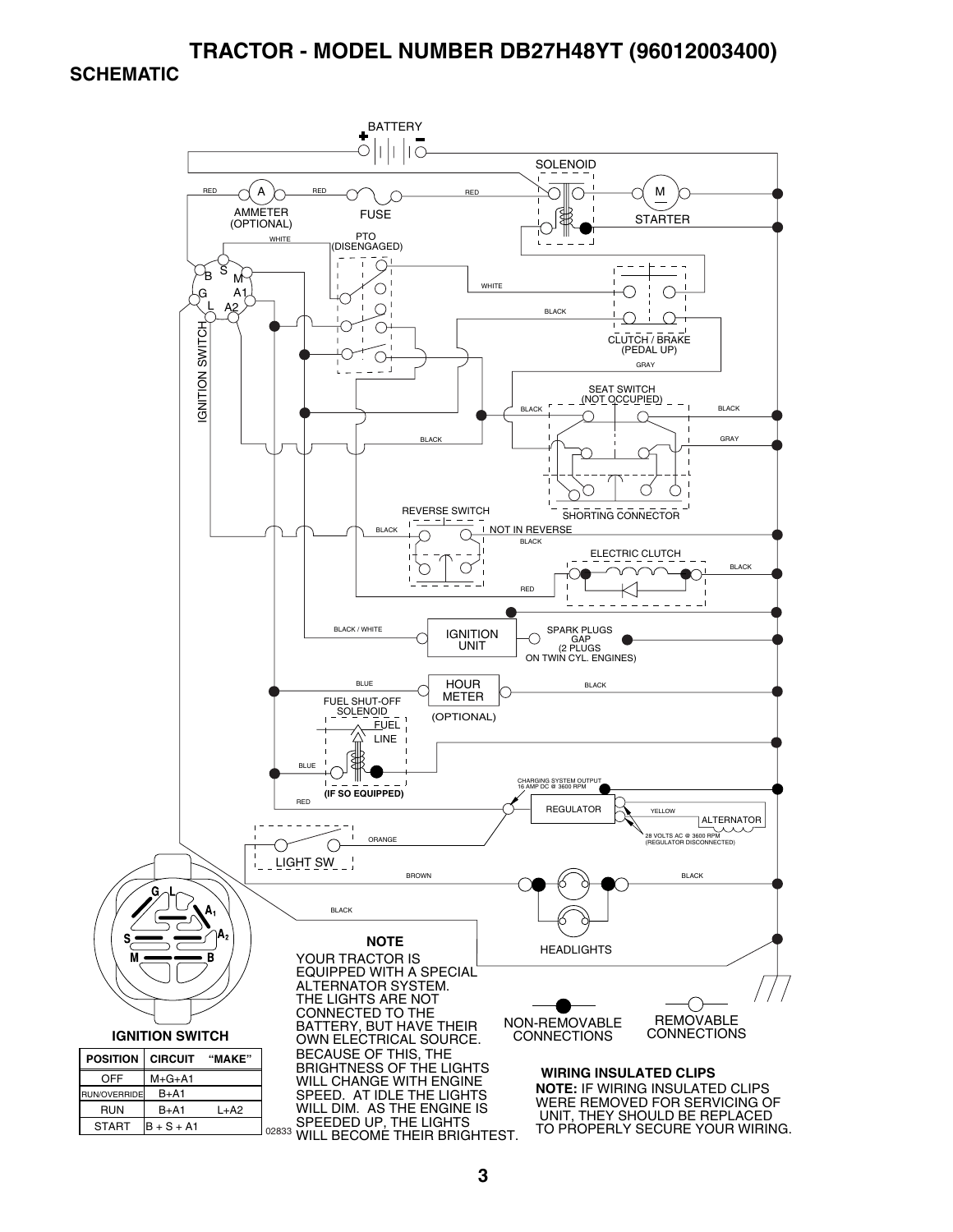# TRACTOR - MODEL NUMBER DB27H48YT (96012003400)

## SCHEMATIC

BATTERY

SOLENOID

RED AMMETER (OPTIONAL) RED FUSE RED

STARTER

PTO (DISENGAGED)

WHITE

IGNITION SWITCH

B S M G A1 L A2

WHITE

BLACK

CLUTCH / BRAKE (PEDAL UP)

GRAY

SEAT SWITCH (NOT OCCUPIED)

BLACK BLACK

BLACK GRAY

SHORTING CONNECTOR

REVERSE SWITCH

BLACK NOT IN REVERSE

BLACK

ELECTRIC CLUTCH

BLACK

RED

BLACK / WHITE IGNITION UNIT SPARK PLUGS GAP (2 PLUGS ON TWIN CYL. ENGINES)

BLUE HOUR METER BLACK

(OPTIONAL)

FUEL SHUT-OFF SOLENOID

FUEL LINE

BLUE

(IF SO EQUIPPED)

RED

CHARGING SYSTEM OUTPUT 16 AMP DC @ 3600 RPM

REGULATOR

YELLOW

ALTERNATOR

28 VOLTS AC @ 3600 RPM (REGULATOR DISCONNECTED)

ORANGE

LIGHT SW

BROWN BLACK

BLACK

HEADLIGHTS

**NOTE**

YOUR TRACTOR IS EQUIPPED WITH A SPECIAL ALTERNATOR SYSTEM. THE LIGHTS ARE NOT CONNECTED TO THE BATTERY, BUT HAVE THEIR OWN ELECTRICAL SOURCE. BECAUSE OF THIS, THE BRIGHTNESS OF THE LIGHTS WILL CHANGE WITH ENGINE SPEED. AT IDLE THE LIGHTS WILL DIM. AS THE ENGINE IS SPEEDED UP, THE LIGHTS WILL BECOME THEIR BRIGHTEST.

NON-REMOVABLE CONNECTIONS

REMOVABLE CONNECTIONS

**WIRING INSULATED CLIPS**

**NOTE:** IF WIRING INSULATED CLIPS WERE REMOVED FOR SERVICING OF UNIT, THEY SHOULD BE REPLACED TO PROPERLY SECURE YOUR WIRING.

**IGNITION SWITCH**

| POSITION | CIRCUIT | "MAKE" |
|---|---|---|
| OFF | M+G+A1 | |
| RUN/OVERRIDE | B+A1 | |
| RUN | B+A1 | L+A2 |
| START | B + S + A1 | |

02833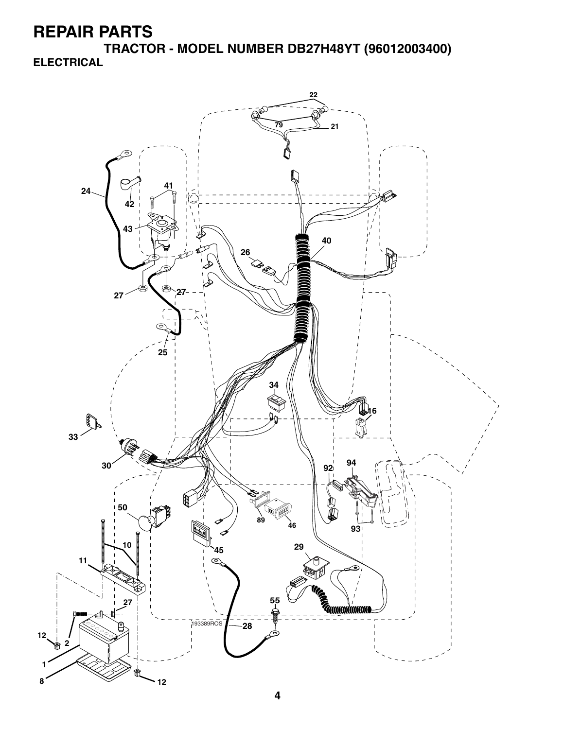# REPAIR PARTS

## TRACTOR - MODEL NUMBER DB27H48YT (96012003400)

### ELECTRICAL

22

79

21

24

41

42

43

40

26

27

27

25

34

16

33

30

92

94

50

89

46

93

10

45

11

29

27

55

193389ROS

28

12

2

1

8

12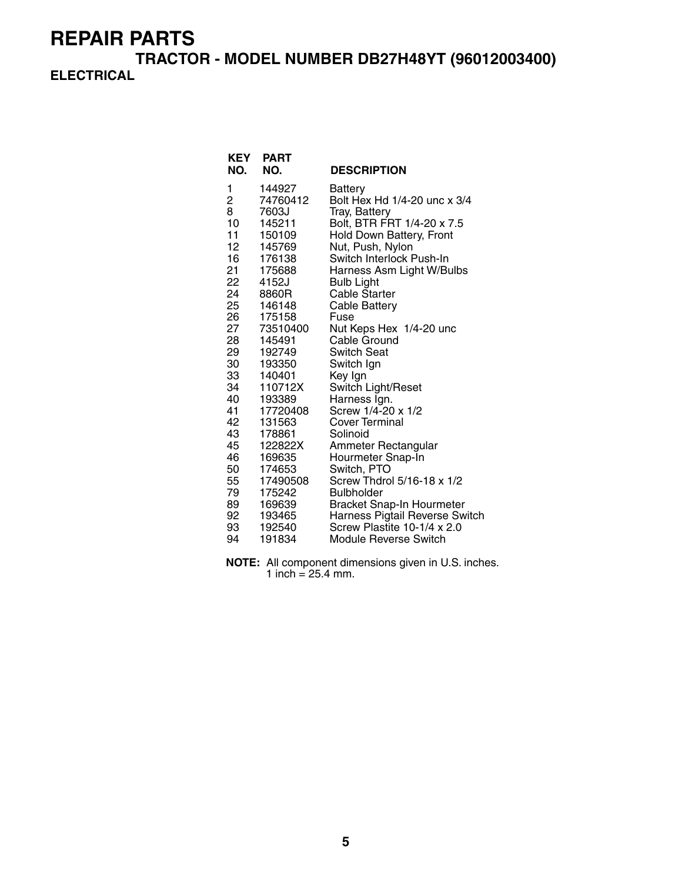# REPAIR PARTS

## TRACTOR - MODEL NUMBER DB27H48YT (96012003400)

### ELECTRICAL

| KEY NO. | PART NO. | DESCRIPTION |
|---|---|---|
| 1 | 144927 | Battery |
| 2 | 74760412 | Bolt Hex Hd 1/4-20 unc x 3/4 |
| 8 | 7603J | Tray, Battery |
| 10 | 145211 | Bolt, BTR FRT 1/4-20 x 7.5 |
| 11 | 150109 | Hold Down Battery, Front |
| 12 | 145769 | Nut, Push, Nylon |
| 16 | 176138 | Switch Interlock Push-In |
| 21 | 175688 | Harness Asm Light W/Bulbs |
| 22 | 4152J | Bulb Light |
| 24 | 8860R | Cable Starter |
| 25 | 146148 | Cable Battery |
| 26 | 175158 | Fuse |
| 27 | 73510400 | Nut Keps Hex 1/4-20 unc |
| 28 | 145491 | Cable Ground |
| 29 | 192749 | Switch Seat |
| 30 | 193350 | Switch Ign |
| 33 | 140401 | Key Ign |
| 34 | 110712X | Switch Light/Reset |
| 40 | 193389 | Harness Ign. |
| 41 | 17720408 | Screw 1/4-20 x 1/2 |
| 42 | 131563 | Cover Terminal |
| 43 | 178861 | Solinoid |
| 45 | 122822X | Ammeter Rectangular |
| 46 | 169635 | Hourmeter Snap-In |
| 50 | 174653 | Switch, PTO |
| 55 | 17490508 | Screw Thdrol 5/16-18 x 1/2 |
| 79 | 175242 | Bulbholder |
| 89 | 169639 | Bracket Snap-In Hourmeter |
| 92 | 193465 | Harness Pigtail Reverse Switch |
| 93 | 192540 | Screw Plastite 10-1/4 x 2.0 |
| 94 | 191834 | Module Reverse Switch |

**NOTE:** All component dimensions given in U.S. inches.
1 inch = 25.4 mm.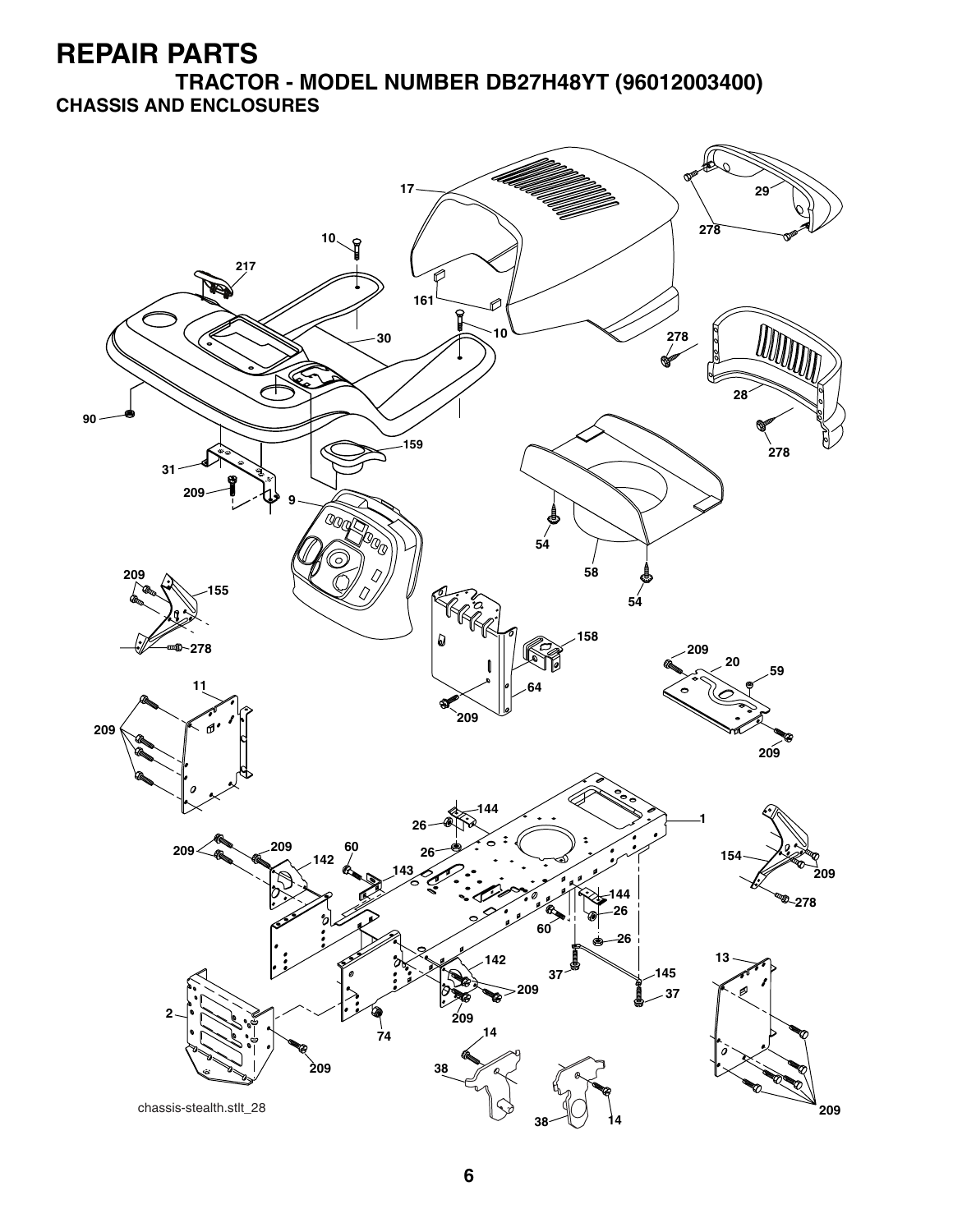# REPAIR PARTS

## TRACTOR - MODEL NUMBER DB27H48YT (96012003400)

### CHASSIS AND ENCLOSURES

chassis-stealth.stlt_28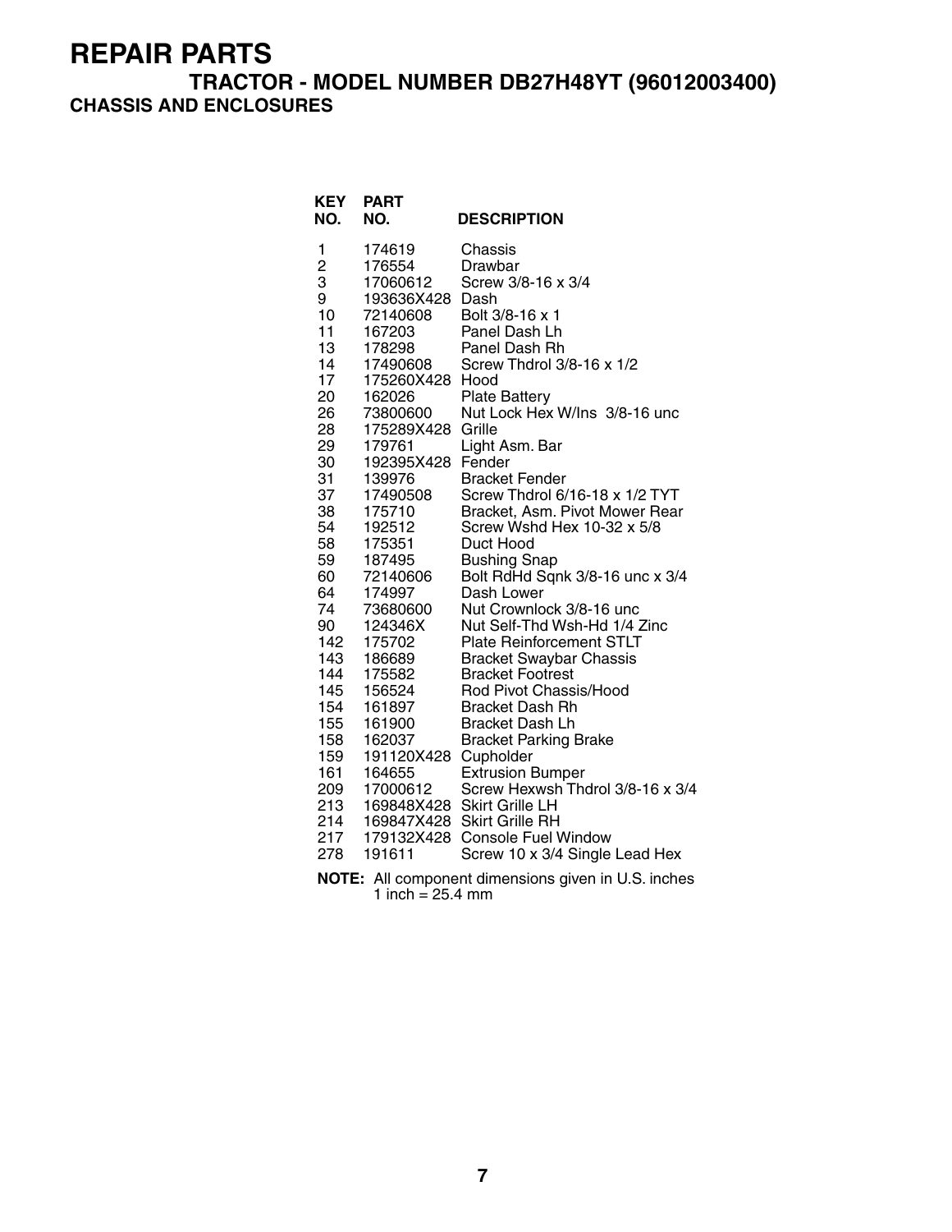# REPAIR PARTS

## TRACTOR - MODEL NUMBER DB27H48YT (96012003400)

### CHASSIS AND ENCLOSURES

| KEY NO. | PART NO. | DESCRIPTION |
|---|---|---|
| 1 | 174619 | Chassis |
| 2 | 176554 | Drawbar |
| 3 | 17060612 | Screw 3/8-16 x 3/4 |
| 9 | 193636X428 | Dash |
| 10 | 72140608 | Bolt 3/8-16 x 1 |
| 11 | 167203 | Panel Dash Lh |
| 13 | 178298 | Panel Dash Rh |
| 14 | 17490608 | Screw Thdrol 3/8-16 x 1/2 |
| 17 | 175260X428 | Hood |
| 20 | 162026 | Plate Battery |
| 26 | 73800600 | Nut Lock Hex W/Ins 3/8-16 unc |
| 28 | 175289X428 | Grille |
| 29 | 179761 | Light Asm. Bar |
| 30 | 192395X428 | Fender |
| 31 | 139976 | Bracket Fender |
| 37 | 17490508 | Screw Thdrol 6/16-18 x 1/2 TYT |
| 38 | 175710 | Bracket, Asm. Pivot Mower Rear |
| 54 | 192512 | Screw Wshd Hex 10-32 x 5/8 |
| 58 | 175351 | Duct Hood |
| 59 | 187495 | Bushing Snap |
| 60 | 72140606 | Bolt RdHd Sqnk 3/8-16 unc x 3/4 |
| 64 | 174997 | Dash Lower |
| 74 | 73680600 | Nut Crownlock 3/8-16 unc |
| 90 | 124346X | Nut Self-Thd Wsh-Hd 1/4 Zinc |
| 142 | 175702 | Plate Reinforcement STLT |
| 143 | 186689 | Bracket Swaybar Chassis |
| 144 | 175582 | Bracket Footrest |
| 145 | 156524 | Rod Pivot Chassis/Hood |
| 154 | 161897 | Bracket Dash Rh |
| 155 | 161900 | Bracket Dash Lh |
| 158 | 162037 | Bracket Parking Brake |
| 159 | 191120X428 | Cupholder |
| 161 | 164655 | Extrusion Bumper |
| 209 | 17000612 | Screw Hexwsh Thdrol 3/8-16 x 3/4 |
| 213 | 169848X428 | Skirt Grille LH |
| 214 | 169847X428 | Skirt Grille RH |
| 217 | 179132X428 | Console Fuel Window |
| 278 | 191611 | Screw 10 x 3/4 Single Lead Hex |

**NOTE:** All component dimensions given in U.S. inches
1 inch = 25.4 mm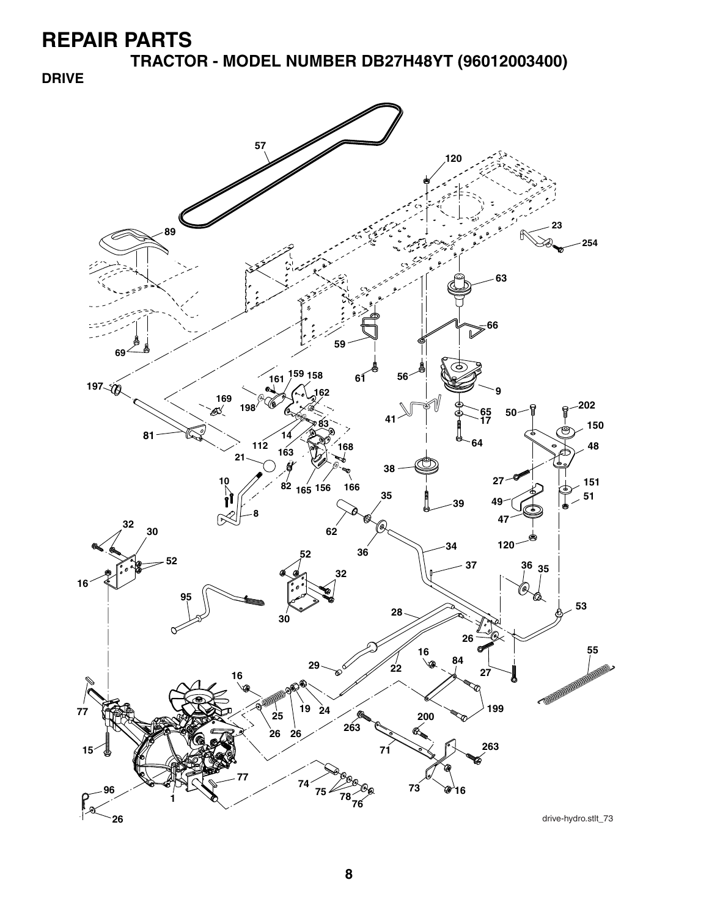# REPAIR PARTS

## TRACTOR - MODEL NUMBER DB27H48YT (96012003400)

### DRIVE

drive-hydro.stlt_73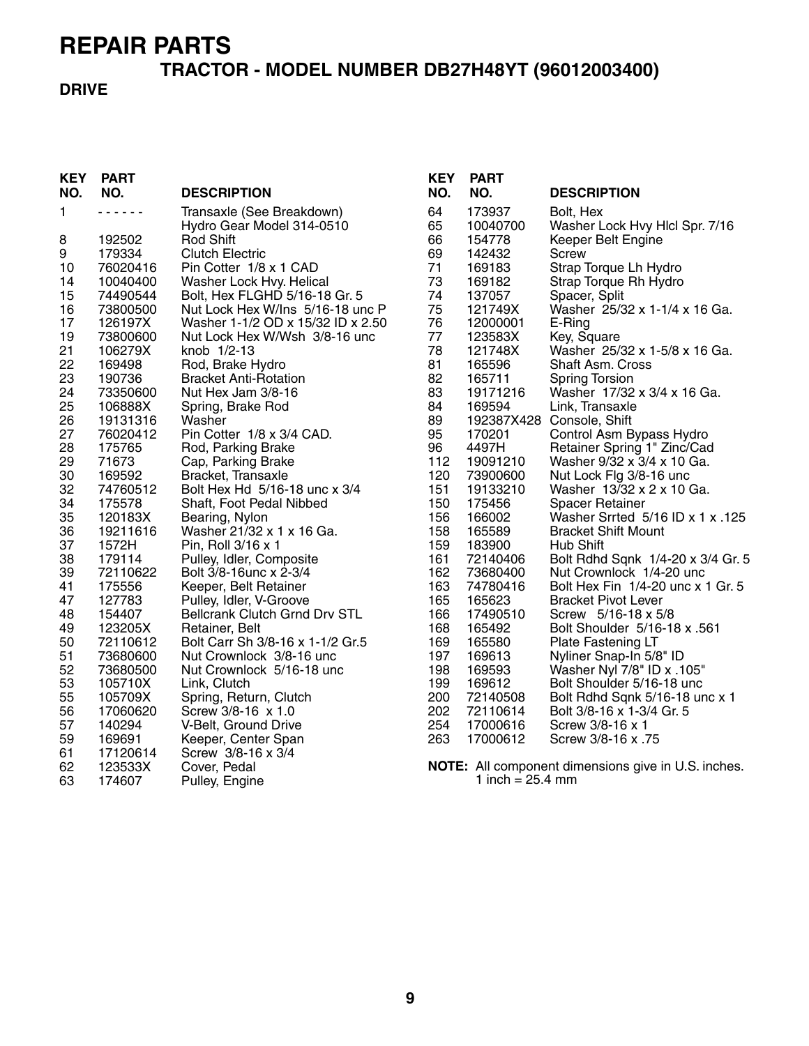# REPAIR PARTS

## TRACTOR - MODEL NUMBER DB27H48YT (96012003400)

### DRIVE

| KEY NO. | PART NO. | DESCRIPTION |
|---|---|---|
| 1 | - - - - - - | Transaxle (See Breakdown) Hydro Gear Model 314-0510 |
| 8 | 192502 | Rod Shift |
| 9 | 179334 | Clutch Electric |
| 10 | 76020416 | Pin Cotter 1/8 x 1 CAD |
| 14 | 10040400 | Washer Lock Hvy. Helical |
| 15 | 74490544 | Bolt, Hex FLGHD 5/16-18 Gr. 5 |
| 16 | 73800500 | Nut Lock Hex W/Ins 5/16-18 unc P |
| 17 | 126197X | Washer 1-1/2 OD x 15/32 ID x 2.50 |
| 19 | 73800600 | Nut Lock Hex W/Wsh 3/8-16 unc |
| 21 | 106279X | knob 1/2-13 |
| 22 | 169498 | Rod, Brake Hydro |
| 23 | 190736 | Bracket Anti-Rotation |
| 24 | 73350600 | Nut Hex Jam 3/8-16 |
| 25 | 106888X | Spring, Brake Rod |
| 26 | 19131316 | Washer |
| 27 | 76020412 | Pin Cotter 1/8 x 3/4 CAD. |
| 28 | 175765 | Rod, Parking Brake |
| 29 | 71673 | Cap, Parking Brake |
| 30 | 169592 | Bracket, Transaxle |
| 32 | 74760512 | Bolt Hex Hd 5/16-18 unc x 3/4 |
| 34 | 175578 | Shaft, Foot Pedal Nibbed |
| 35 | 120183X | Bearing, Nylon |
| 36 | 19211616 | Washer 21/32 x 1 x 16 Ga. |
| 37 | 1572H | Pin, Roll 3/16 x 1 |
| 38 | 179114 | Pulley, Idler, Composite |
| 39 | 72110622 | Bolt 3/8-16unc x 2-3/4 |
| 41 | 175556 | Keeper, Belt Retainer |
| 47 | 127783 | Pulley, Idler, V-Groove |
| 48 | 154407 | Bellcrank Clutch Grnd Drv STL |
| 49 | 123205X | Retainer, Belt |
| 50 | 72110612 | Bolt Carr Sh 3/8-16 x 1-1/2 Gr.5 |
| 51 | 73680600 | Nut Crownlock 3/8-16 unc |
| 52 | 73680500 | Nut Crownlock 5/16-18 unc |
| 53 | 105710X | Link, Clutch |
| 55 | 105709X | Spring, Return, Clutch |
| 56 | 17060620 | Screw 3/8-16 x 1.0 |
| 57 | 140294 | V-Belt, Ground Drive |
| 59 | 169691 | Keeper, Center Span |
| 61 | 17120614 | Screw 3/8-16 x 3/4 |
| 62 | 123533X | Cover, Pedal |
| 63 | 174607 | Pulley, Engine |
| 64 | 173937 | Bolt, Hex |
| 65 | 10040700 | Washer Lock Hvy Hlcl Spr. 7/16 |
| 66 | 154778 | Keeper Belt Engine |
| 69 | 142432 | Screw |
| 71 | 169183 | Strap Torque Lh Hydro |
| 73 | 169182 | Strap Torque Rh Hydro |
| 74 | 137057 | Spacer, Split |
| 75 | 121749X | Washer 25/32 x 1-1/4 x 16 Ga. |
| 76 | 12000001 | E-Ring |
| 77 | 123583X | Key, Square |
| 78 | 121748X | Washer 25/32 x 1-5/8 x 16 Ga. |
| 81 | 165596 | Shaft Asm. Cross |
| 82 | 165711 | Spring Torsion |
| 83 | 19171216 | Washer 17/32 x 3/4 x 16 Ga. |
| 84 | 169594 | Link, Transaxle |
| 89 | 192387X428 | Console, Shift |
| 95 | 170201 | Control Asm Bypass Hydro |
| 96 | 4497H | Retainer Spring 1" Zinc/Cad |
| 112 | 19091210 | Washer 9/32 x 3/4 x 10 Ga. |
| 120 | 73900600 | Nut Lock Flg 3/8-16 unc |
| 151 | 19133210 | Washer 13/32 x 2 x 10 Ga. |
| 150 | 175456 | Spacer Retainer |
| 156 | 166002 | Washer Srrted 5/16 ID x 1 x .125 |
| 158 | 165589 | Bracket Shift Mount |
| 159 | 183900 | Hub Shift |
| 161 | 72140406 | Bolt Rdhd Sqnk 1/4-20 x 3/4 Gr. 5 |
| 162 | 73680400 | Nut Crownlock 1/4-20 unc |
| 163 | 74780416 | Bolt Hex Fin 1/4-20 unc x 1 Gr. 5 |
| 165 | 165623 | Bracket Pivot Lever |
| 166 | 17490510 | Screw 5/16-18 x 5/8 |
| 168 | 165492 | Bolt Shoulder 5/16-18 x .561 |
| 169 | 165580 | Plate Fastening LT |
| 197 | 169613 | Nyliner Snap-In 5/8" ID |
| 198 | 169593 | Washer Nyl 7/8" ID x .105" |
| 199 | 169612 | Bolt Shoulder 5/16-18 unc |
| 200 | 72140508 | Bolt Rdhd Sqnk 5/16-18 unc x 1 |
| 202 | 72110614 | Bolt 3/8-16 x 1-3/4 Gr. 5 |
| 254 | 17000616 | Screw 3/8-16 x 1 |
| 263 | 17000612 | Screw 3/8-16 x .75 |

**NOTE:** All component dimensions give in U.S. inches.
1 inch = 25.4 mm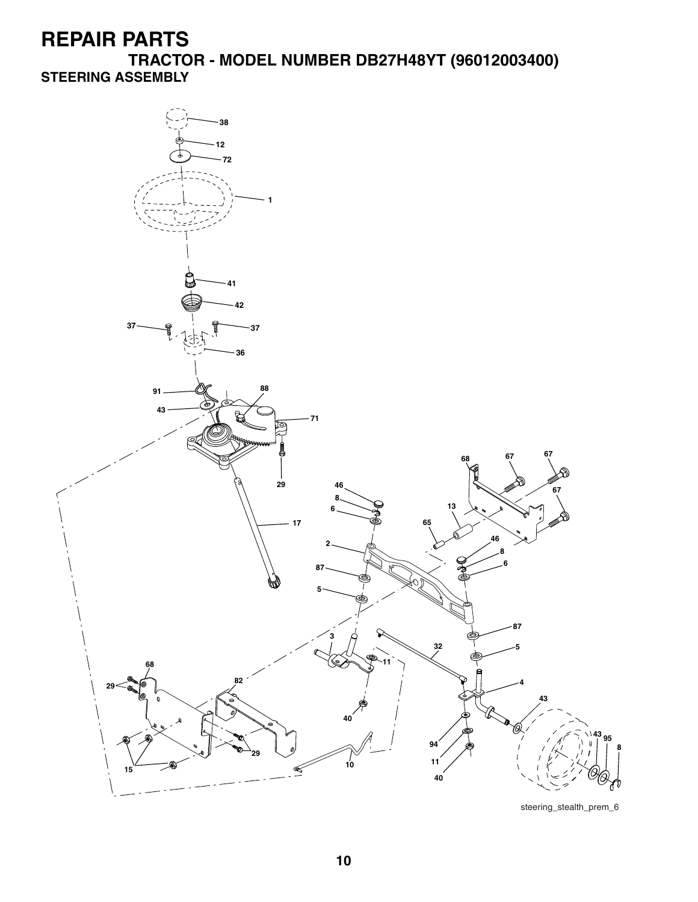# REPAIR PARTS

## TRACTOR - MODEL NUMBER DB27H48YT (96012003400)

### STEERING ASSEMBLY

38
12
72
1
41
42
37
37
36
91
88
43
71
29
17
46
8
6
2
87
5
68
67
67
67
13
65
46
8
6
87
5
3
32
11
4
43
68
29
82
40
94
43
95
8
29
11
10
15
40

steering_stealth_prem_6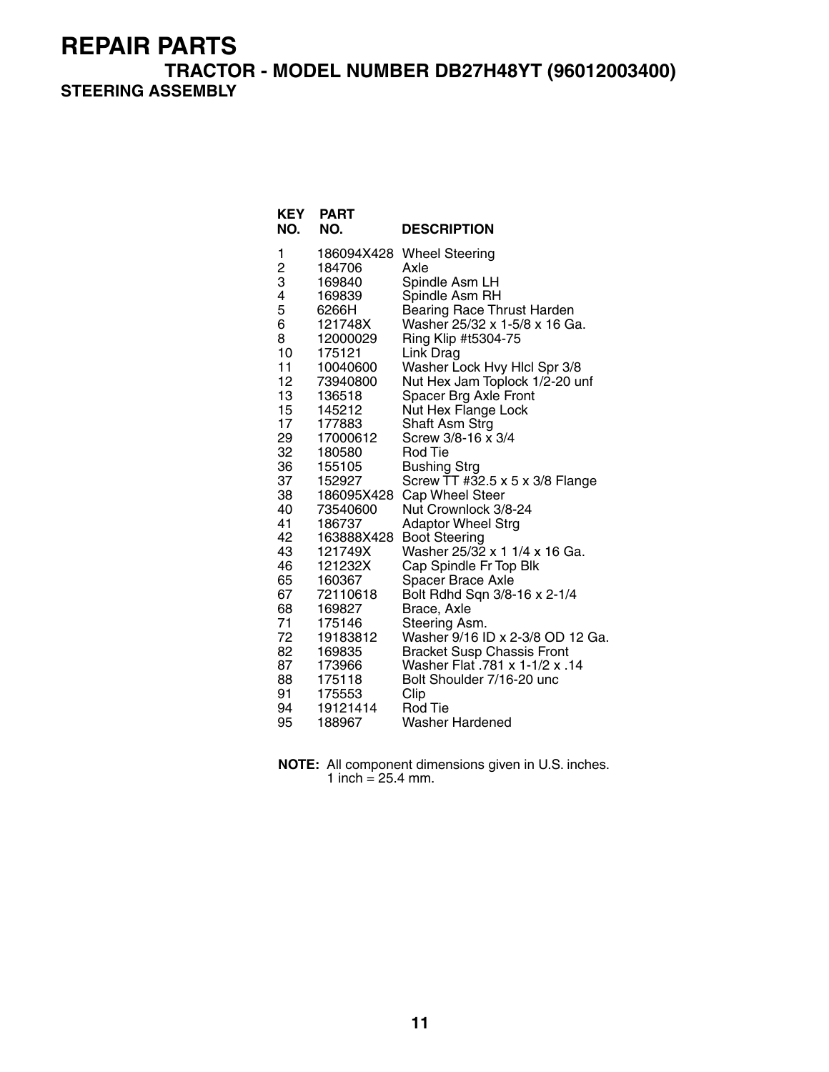# REPAIR PARTS

## TRACTOR - MODEL NUMBER DB27H48YT (96012003400)

### STEERING ASSEMBLY

| KEY NO. | PART NO. | DESCRIPTION |
|---|---|---|
| 1 | 186094X428 | Wheel Steering |
| 2 | 184706 | Axle |
| 3 | 169840 | Spindle Asm LH |
| 4 | 169839 | Spindle Asm RH |
| 5 | 6266H | Bearing Race Thrust Harden |
| 6 | 121748X | Washer 25/32 x 1-5/8 x 16 Ga. |
| 8 | 12000029 | Ring Klip #t5304-75 |
| 10 | 175121 | Link Drag |
| 11 | 10040600 | Washer Lock Hvy Hlcl Spr 3/8 |
| 12 | 73940800 | Nut Hex Jam Toplock 1/2-20 unf |
| 13 | 136518 | Spacer Brg Axle Front |
| 15 | 145212 | Nut Hex Flange Lock |
| 17 | 177883 | Shaft Asm Strg |
| 29 | 17000612 | Screw 3/8-16 x 3/4 |
| 32 | 180580 | Rod Tie |
| 36 | 155105 | Bushing Strg |
| 37 | 152927 | Screw TT #32.5 x 5 x 3/8 Flange |
| 38 | 186095X428 | Cap Wheel Steer |
| 40 | 73540600 | Nut Crownlock 3/8-24 |
| 41 | 186737 | Adaptor Wheel Strg |
| 42 | 163888X428 | Boot Steering |
| 43 | 121749X | Washer 25/32 x 1 1/4 x 16 Ga. |
| 46 | 121232X | Cap Spindle Fr Top Blk |
| 65 | 160367 | Spacer Brace Axle |
| 67 | 72110618 | Bolt Rdhd Sqn 3/8-16 x 2-1/4 |
| 68 | 169827 | Brace, Axle |
| 71 | 175146 | Steering Asm. |
| 72 | 19183812 | Washer 9/16 ID x 2-3/8 OD 12 Ga. |
| 82 | 169835 | Bracket Susp Chassis Front |
| 87 | 173966 | Washer Flat .781 x 1-1/2 x .14 |
| 88 | 175118 | Bolt Shoulder 7/16-20 unc |
| 91 | 175553 | Clip |
| 94 | 19121414 | Rod Tie |
| 95 | 188967 | Washer Hardened |

**NOTE:** All component dimensions given in U.S. inches.
1 inch = 25.4 mm.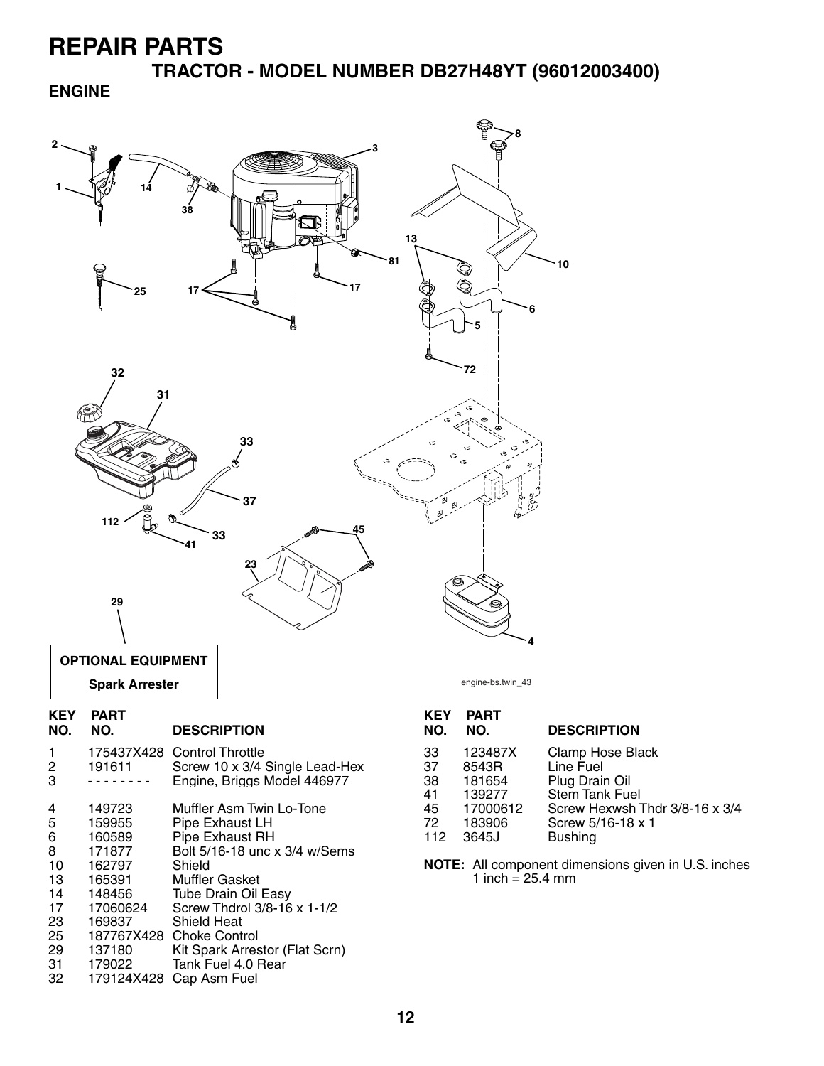# REPAIR PARTS

## TRACTOR - MODEL NUMBER DB27H48YT (96012003400)

### ENGINE

OPTIONAL EQUIPMENT

Spark Arrester

engine-bs.twin_43

| KEY NO. | PART NO. | DESCRIPTION |
|---|---|---|
| 1 | 175437X428 | Control Throttle |
| 2 | 191611 | Screw 10 x 3/4 Single Lead-Hex |
| 3 | - - - - - - - - | Engine, Briggs Model 446977 |
| 4 | 149723 | Muffler Asm Twin Lo-Tone |
| 5 | 159955 | Pipe Exhaust LH |
| 6 | 160589 | Pipe Exhaust RH |
| 8 | 171877 | Bolt 5/16-18 unc x 3/4 w/Sems |
| 10 | 162797 | Shield |
| 13 | 165391 | Muffler Gasket |
| 14 | 148456 | Tube Drain Oil Easy |
| 17 | 17060624 | Screw Thdrol 3/8-16 x 1-1/2 |
| 23 | 169837 | Shield Heat |
| 25 | 187767X428 | Choke Control |
| 29 | 137180 | Kit Spark Arrestor (Flat Scrn) |
| 31 | 179022 | Tank Fuel 4.0 Rear |
| 32 | 179124X428 | Cap Asm Fuel |
| 33 | 123487X | Clamp Hose Black |
| 37 | 8543R | Line Fuel |
| 38 | 181654 | Plug Drain Oil |
| 41 | 139277 | Stem Tank Fuel |
| 45 | 17000612 | Screw Hexwsh Thdr 3/8-16 x 3/4 |
| 72 | 183906 | Screw 5/16-18 x 1 |
| 112 | 3645J | Bushing |

**NOTE:** All component dimensions given in U.S. inches
1 inch = 25.4 mm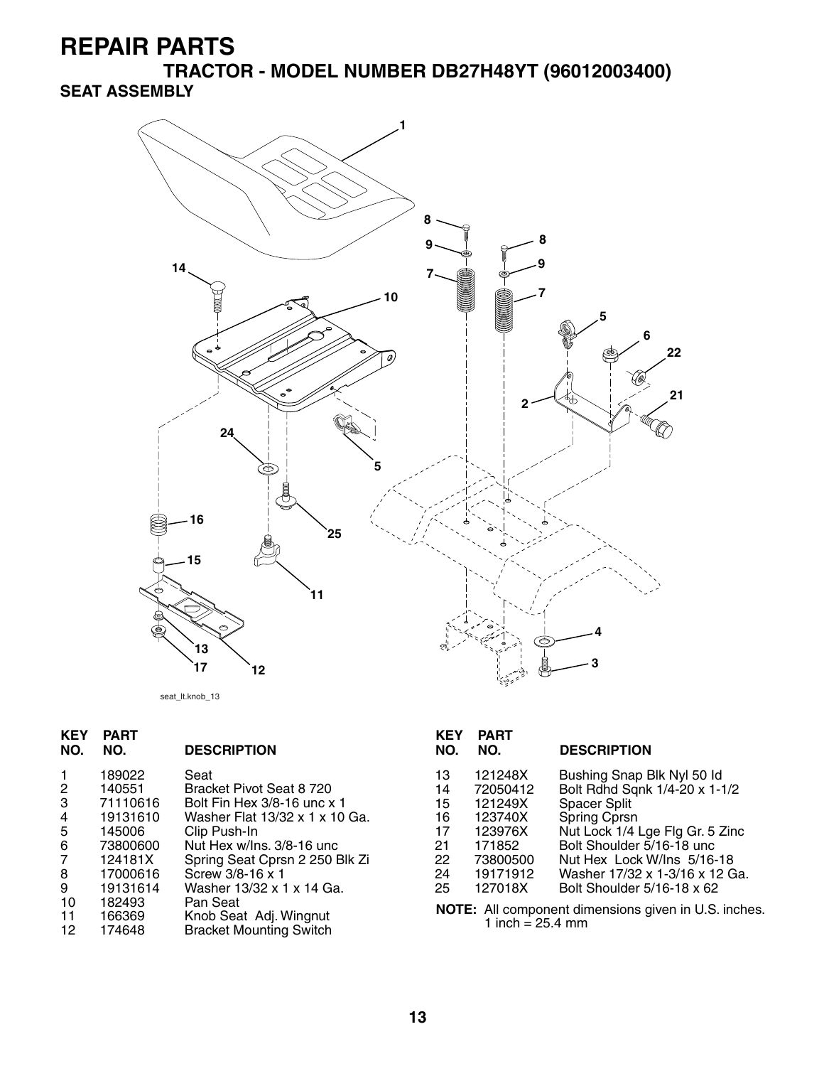# REPAIR PARTS

## TRACTOR - MODEL NUMBER DB27H48YT (96012003400)

### SEAT ASSEMBLY

seat_lt.knob_13

| KEY NO. | PART NO. | DESCRIPTION |
|---|---|---|
| 1 | 189022 | Seat |
| 2 | 140551 | Bracket Pivot Seat 8 720 |
| 3 | 71110616 | Bolt Fin Hex 3/8-16 unc x 1 |
| 4 | 19131610 | Washer Flat 13/32 x 1 x 10 Ga. |
| 5 | 145006 | Clip Push-In |
| 6 | 73800600 | Nut Hex w/Ins. 3/8-16 unc |
| 7 | 124181X | Spring Seat Cprsn 2 250 Blk Zi |
| 8 | 17000616 | Screw 3/8-16 x 1 |
| 9 | 19131614 | Washer 13/32 x 1 x 14 Ga. |
| 10 | 182493 | Pan Seat |
| 11 | 166369 | Knob Seat Adj. Wingnut |
| 12 | 174648 | Bracket Mounting Switch |
| 13 | 121248X | Bushing Snap Blk Nyl 50 Id |
| 14 | 72050412 | Bolt Rdhd Sqnk 1/4-20 x 1-1/2 |
| 15 | 121249X | Spacer Split |
| 16 | 123740X | Spring Cprsn |
| 17 | 123976X | Nut Lock 1/4 Lge Flg Gr. 5 Zinc |
| 21 | 171852 | Bolt Shoulder 5/16-18 unc |
| 22 | 73800500 | Nut Hex Lock W/Ins 5/16-18 |
| 24 | 19171912 | Washer 17/32 x 1-3/16 x 12 Ga. |
| 25 | 127018X | Bolt Shoulder 5/16-18 x 62 |

**NOTE:** All component dimensions given in U.S. inches.
1 inch = 25.4 mm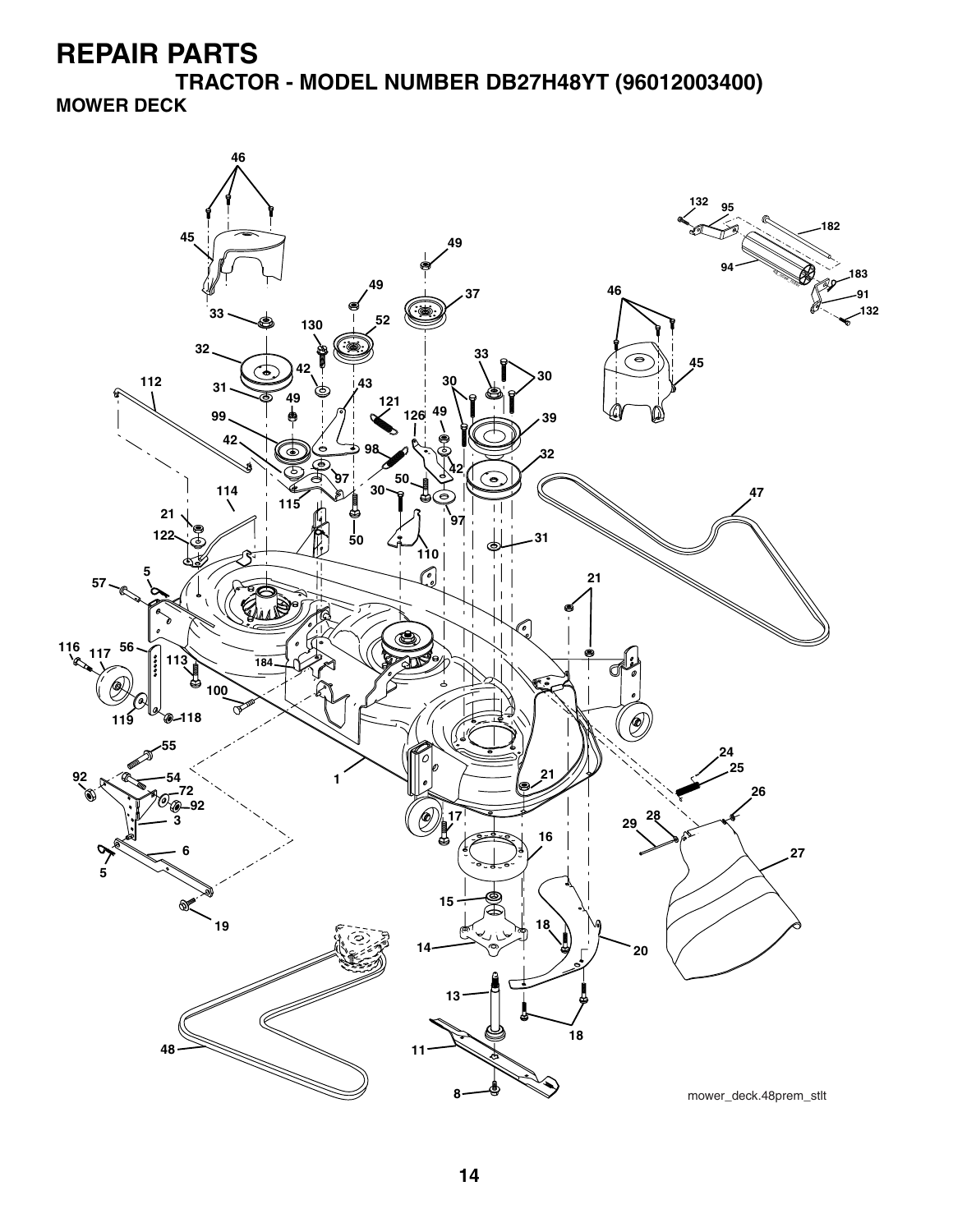# REPAIR PARTS

## TRACTOR - MODEL NUMBER DB27H48YT (96012003400)

### MOWER DECK

mower_deck.48prem_stlt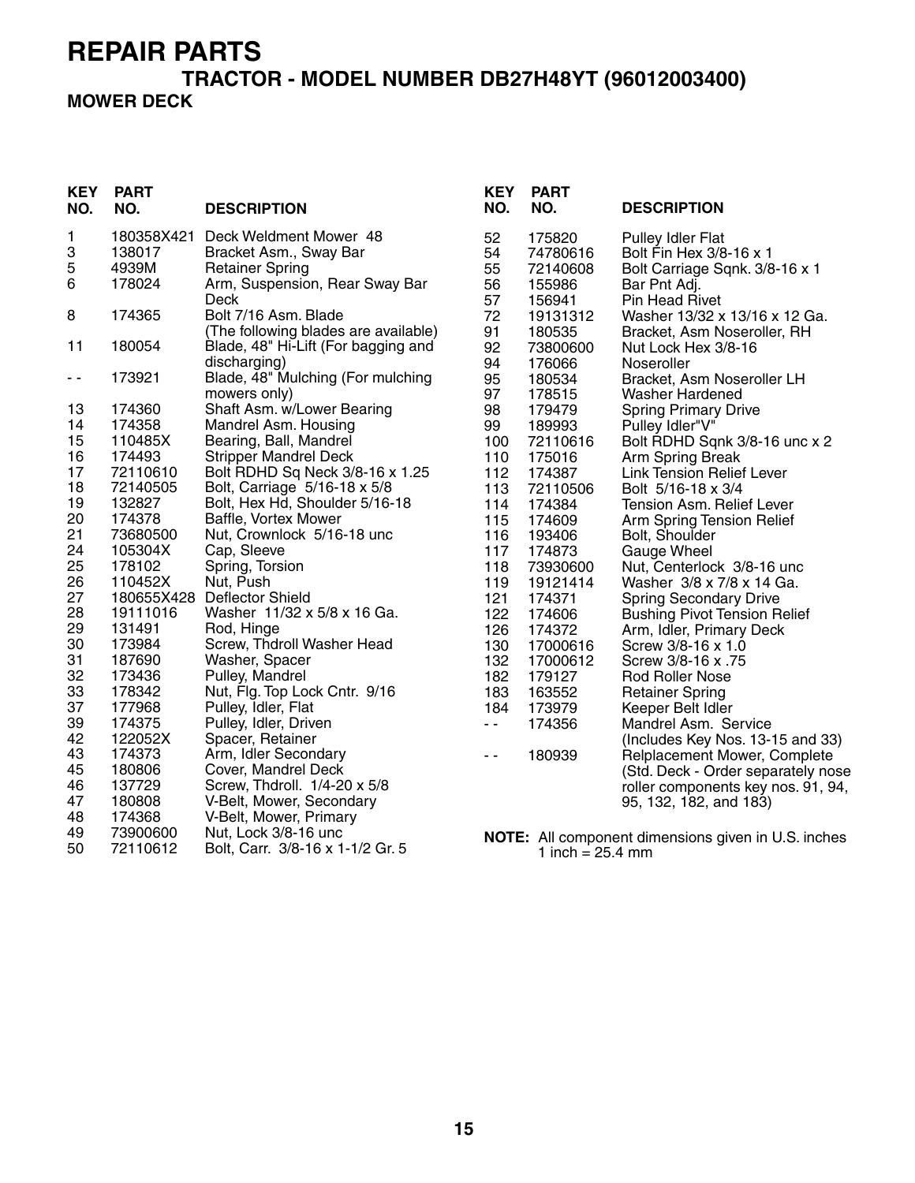# REPAIR PARTS

## TRACTOR - MODEL NUMBER DB27H48YT (96012003400)

### MOWER DECK

| KEY NO. | PART NO. | DESCRIPTION |
|---|---|---|
| 1 | 180358X421 | Deck Weldment Mower 48 |
| 3 | 138017 | Bracket Asm., Sway Bar |
| 5 | 4939M | Retainer Spring |
| 6 | 178024 | Arm, Suspension, Rear Sway Bar Deck |
| 8 | 174365 | Bolt 7/16 Asm. Blade (The following blades are available) |
| 11 | 180054 | Blade, 48" Hi-Lift (For bagging and discharging) |
| - - | 173921 | Blade, 48" Mulching (For mulching mowers only) |
| 13 | 174360 | Shaft Asm. w/Lower Bearing |
| 14 | 174358 | Mandrel Asm. Housing |
| 15 | 110485X | Bearing, Ball, Mandrel |
| 16 | 174493 | Stripper Mandrel Deck |
| 17 | 72110610 | Bolt RDHD Sq Neck 3/8-16 x 1.25 |
| 18 | 72140505 | Bolt, Carriage 5/16-18 x 5/8 |
| 19 | 132827 | Bolt, Hex Hd, Shoulder 5/16-18 |
| 20 | 174378 | Baffle, Vortex Mower |
| 21 | 73680500 | Nut, Crownlock 5/16-18 unc |
| 24 | 105304X | Cap, Sleeve |
| 25 | 178102 | Spring, Torsion |
| 26 | 110452X | Nut, Push |
| 27 | 180655X428 | Deflector Shield |
| 28 | 19111016 | Washer 11/32 x 5/8 x 16 Ga. |
| 29 | 131491 | Rod, Hinge |
| 30 | 173984 | Screw, Thdroll Washer Head |
| 31 | 187690 | Washer, Spacer |
| 32 | 173436 | Pulley, Mandrel |
| 33 | 178342 | Nut, Flg. Top Lock Cntr. 9/16 |
| 37 | 177968 | Pulley, Idler, Flat |
| 39 | 174375 | Pulley, Idler, Driven |
| 42 | 122052X | Spacer, Retainer |
| 43 | 174373 | Arm, Idler Secondary |
| 45 | 180806 | Cover, Mandrel Deck |
| 46 | 137729 | Screw, Thdroll. 1/4-20 x 5/8 |
| 47 | 180808 | V-Belt, Mower, Secondary |
| 48 | 174368 | V-Belt, Mower, Primary |
| 49 | 73900600 | Nut, Lock 3/8-16 unc |
| 50 | 72110612 | Bolt, Carr. 3/8-16 x 1-1/2 Gr. 5 |
| 52 | 175820 | Pulley Idler Flat |
| 54 | 74780616 | Bolt Fin Hex 3/8-16 x 1 |
| 55 | 72140608 | Bolt Carriage Sqnk. 3/8-16 x 1 |
| 56 | 155986 | Bar Pnt Adj. |
| 57 | 156941 | Pin Head Rivet |
| 72 | 19131312 | Washer 13/32 x 13/16 x 12 Ga. |
| 91 | 180535 | Bracket, Asm Noseroller, RH |
| 92 | 73800600 | Nut Lock Hex 3/8-16 |
| 94 | 176066 | Noseroller |
| 95 | 180534 | Bracket, Asm Noseroller LH |
| 97 | 178515 | Washer Hardened |
| 98 | 179479 | Spring Primary Drive |
| 99 | 189993 | Pulley Idler"V" |
| 100 | 72110616 | Bolt RDHD Sqnk 3/8-16 unc x 2 |
| 110 | 175016 | Arm Spring Break |
| 112 | 174387 | Link Tension Relief Lever |
| 113 | 72110506 | Bolt 5/16-18 x 3/4 |
| 114 | 174384 | Tension Asm. Relief Lever |
| 115 | 174609 | Arm Spring Tension Relief |
| 116 | 193406 | Bolt, Shoulder |
| 117 | 174873 | Gauge Wheel |
| 118 | 73930600 | Nut, Centerlock 3/8-16 unc |
| 119 | 19121414 | Washer 3/8 x 7/8 x 14 Ga. |
| 121 | 174371 | Spring Secondary Drive |
| 122 | 174606 | Bushing Pivot Tension Relief |
| 126 | 174372 | Arm, Idler, Primary Deck |
| 130 | 17000616 | Screw 3/8-16 x 1.0 |
| 132 | 17000612 | Screw 3/8-16 x .75 |
| 182 | 179127 | Rod Roller Nose |
| 183 | 163552 | Retainer Spring |
| 184 | 173979 | Keeper Belt Idler |
| - - | 174356 | Mandrel Asm. Service (Includes Key Nos. 13-15 and 33) |
| - - | 180939 | Relplacement Mower, Complete (Std. Deck - Order separately nose roller components key nos. 91, 94, 95, 132, 182, and 183) |

**NOTE:** All component dimensions given in U.S. inches
1 inch = 25.4 mm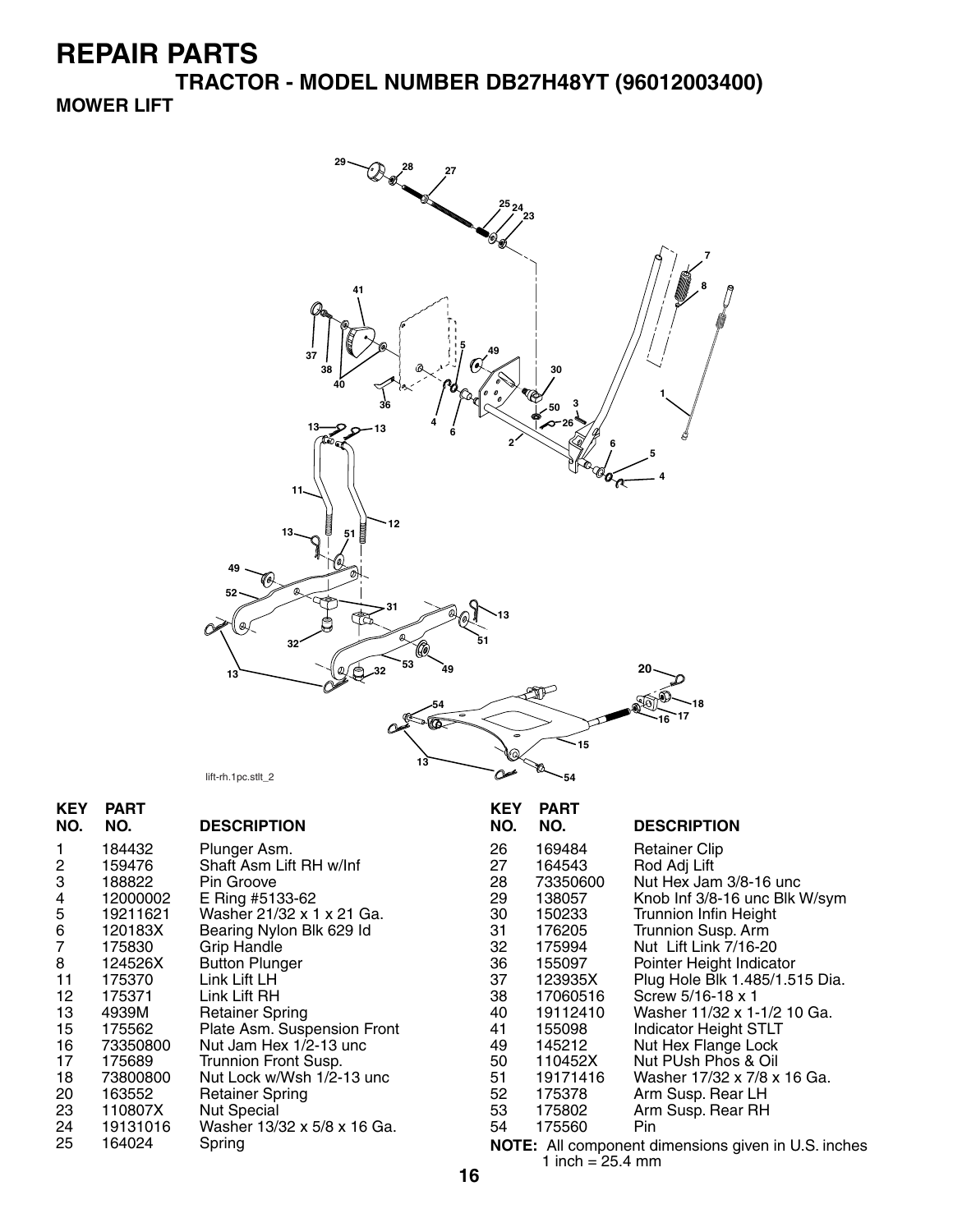# REPAIR PARTS

## TRACTOR - MODEL NUMBER DB27H48YT (96012003400)

### MOWER LIFT

29
28
27
25
24
23
7
8
41
5
49
37
38
40
30
36
50
3
1
26
4
6
13
13
2
6
5
4
11
12
13
51
49
52
31
13
32
51
53
49
13
32
20
54
18
16
17
15
13
54

lift-rh.1pc.stlt_2

| KEY NO. | PART NO. | DESCRIPTION |
|---|---|---|
| 1 | 184432 | Plunger Asm. |
| 2 | 159476 | Shaft Asm Lift RH w/Inf |
| 3 | 188822 | Pin Groove |
| 4 | 12000002 | E Ring #5133-62 |
| 5 | 19211621 | Washer 21/32 x 1 x 21 Ga. |
| 6 | 120183X | Bearing Nylon Blk 629 Id |
| 7 | 175830 | Grip Handle |
| 8 | 124526X | Button Plunger |
| 11 | 175370 | Link Lift LH |
| 12 | 175371 | Link Lift RH |
| 13 | 4939M | Retainer Spring |
| 15 | 175562 | Plate Asm. Suspension Front |
| 16 | 73350800 | Nut Jam Hex 1/2-13 unc |
| 17 | 175689 | Trunnion Front Susp. |
| 18 | 73800800 | Nut Lock w/Wsh 1/2-13 unc |
| 20 | 163552 | Retainer Spring |
| 23 | 110807X | Nut Special |
| 24 | 19131016 | Washer 13/32 x 5/8 x 16 Ga. |
| 25 | 164024 | Spring |
| 26 | 169484 | Retainer Clip |
| 27 | 164543 | Rod Adj Lift |
| 28 | 73350600 | Nut Hex Jam 3/8-16 unc |
| 29 | 138057 | Knob Inf 3/8-16 unc Blk W/sym |
| 30 | 150233 | Trunnion Infin Height |
| 31 | 176205 | Trunnion Susp. Arm |
| 32 | 175994 | Nut Lift Link 7/16-20 |
| 36 | 155097 | Pointer Height Indicator |
| 37 | 123935X | Plug Hole Blk 1.485/1.515 Dia. |
| 38 | 17060516 | Screw 5/16-18 x 1 |
| 40 | 19112410 | Washer 11/32 x 1-1/2 10 Ga. |
| 41 | 155098 | Indicator Height STLT |
| 49 | 145212 | Nut Hex Flange Lock |
| 50 | 110452X | Nut PUsh Phos & Oil |
| 51 | 19171416 | Washer 17/32 x 7/8 x 16 Ga. |
| 52 | 175378 | Arm Susp. Rear LH |
| 53 | 175802 | Arm Susp. Rear RH |
| 54 | 175560 | Pin |

**NOTE:** All component dimensions given in U.S. inches
1 inch = 25.4 mm